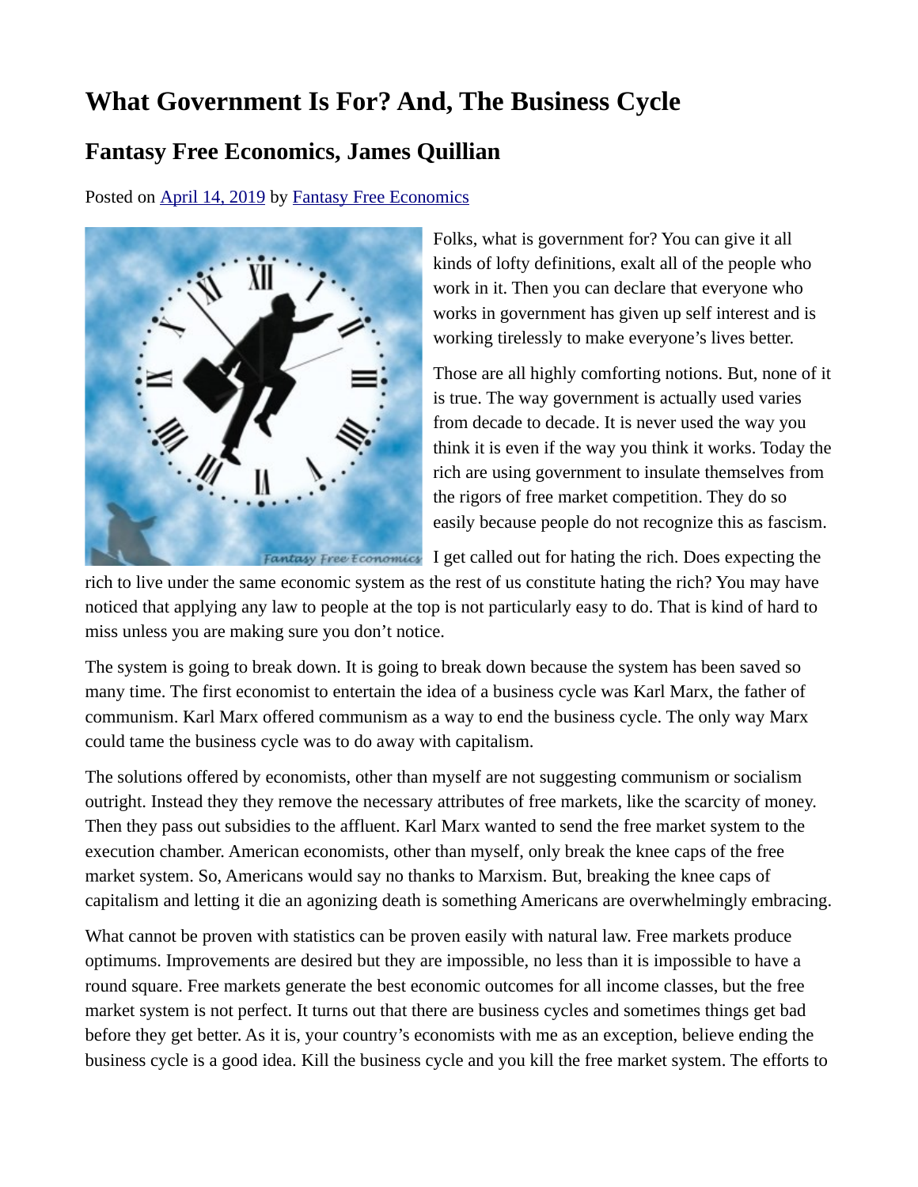# What Government Is For? And, The Business Cycle

## Fantasy Free Economics, James Quillian

Posted on April 14, 2019 by Fantasy Free Economics

Folks, what is government for? You can give it all kinds of lofty definitions, exalt all of the people who work in it. Then you can declare that everyone who works in government has given up self interest and is working tirelessly to make everyone's lives better.

Those are all highly comforting notions. But, none of it is true. The way government is actually used varies from decade to decade. It is never used the way you think it is even if the way you think it works. Today the rich are using government to insulate themselves from the rigors of free market competition. They do so easily because people do not recognize this as fascism.

I get called out for hating the rich. Does expecting the rich to live under the same economic system as the rest of us constitute hating the rich? You may have noticed that applying any law to people at the top is not particularly easy to do. That is kind of hard to miss unless you are making sure you don't notice.

The system is going to break down. It is going to break down because the system has been saved so many time. The first economist to entertain the idea of a business cycle was Karl Marx, the father of communism. Karl Marx offered communism as a way to end the business cycle. The only way Marx could tame the business cycle was to do away with capitalism.

The solutions offered by economists, other than myself are not suggesting communism or socialism outright. Instead they they remove the necessary attributes of free markets, like the scarcity of money. Then they pass out subsidies to the affluent. Karl Marx wanted to send the free market system to the execution chamber. American economists, other than myself, only break the knee caps of the free market system. So, Americans would say no thanks to Marxism. But, breaking the knee caps of capitalism and letting it die an agonizing death is something Americans are overwhelmingly embracing.

What cannot be proven with statistics can be proven easily with natural law. Free markets produce optimums. Improvements are desired but they are impossible, no less than it is impossible to have a round square. Free markets generate the best economic outcomes for all income classes, but the free market system is not perfect. It turns out that there are business cycles and sometimes things get bad before they get better. As it is, your country's economists with me as an exception, believe ending the business cycle is a good idea. Kill the business cycle and you kill the free market system. The efforts to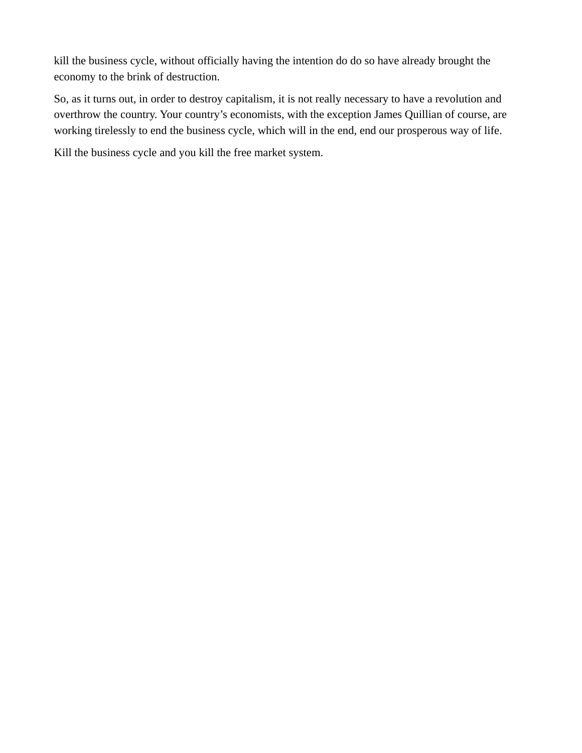kill the business cycle, without officially having the intention do do so have already brought the economy to the brink of destruction.

So, as it turns out, in order to destroy capitalism, it is not really necessary to have a revolution and overthrow the country. Your country's economists, with the exception James Quillian of course, are working tirelessly to end the business cycle, which will in the end, end our prosperous way of life.

Kill the business cycle and you kill the free market system.